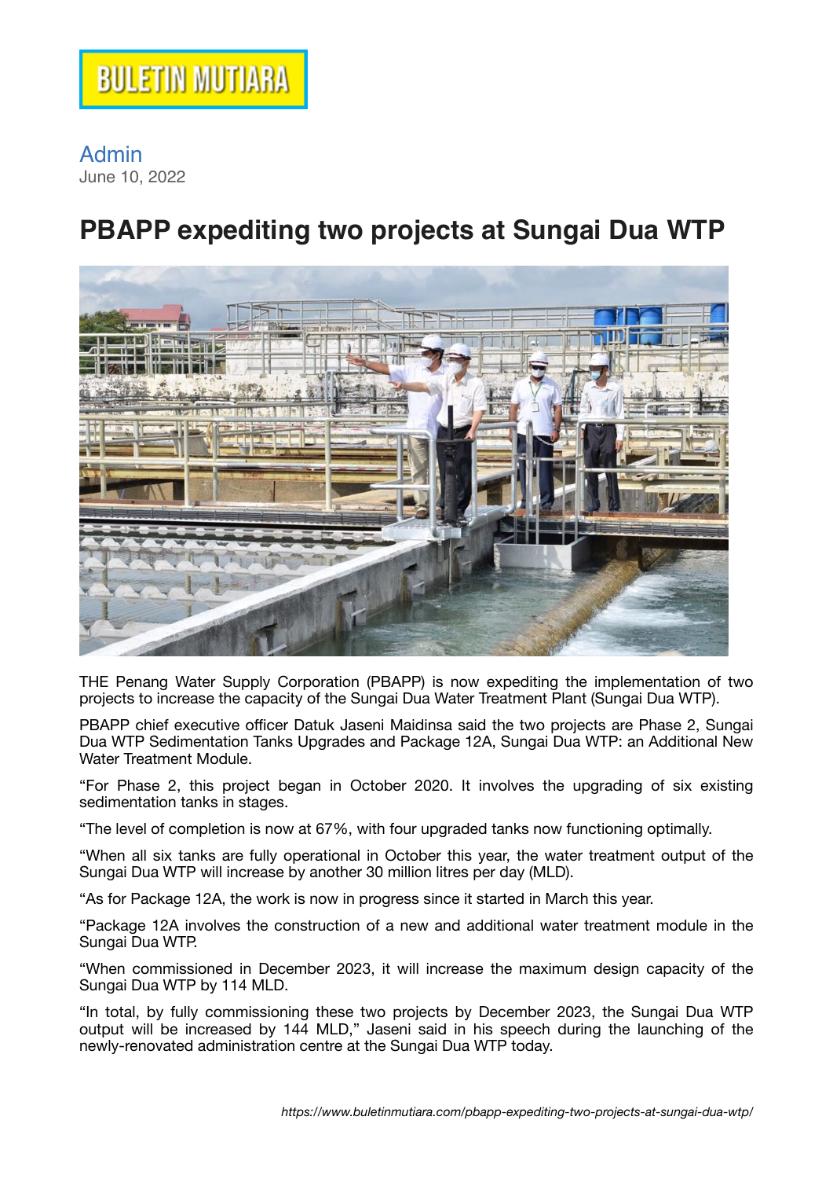BULETIN MUTIARA

Admin
June 10, 2022

# PBAPP expediting two projects at Sungai Dua WTP

THE Penang Water Supply Corporation (PBAPP) is now expediting the implementation of two projects to increase the capacity of the Sungai Dua Water Treatment Plant (Sungai Dua WTP).

PBAPP chief executive officer Datuk Jaseni Maidinsa said the two projects are Phase 2, Sungai Dua WTP Sedimentation Tanks Upgrades and Package 12A, Sungai Dua WTP: an Additional New Water Treatment Module.

“For Phase 2, this project began in October 2020. It involves the upgrading of six existing sedimentation tanks in stages.

“The level of completion is now at 67%, with four upgraded tanks now functioning optimally.

“When all six tanks are fully operational in October this year, the water treatment output of the Sungai Dua WTP will increase by another 30 million litres per day (MLD).

“As for Package 12A, the work is now in progress since it started in March this year.

“Package 12A involves the construction of a new and additional water treatment module in the Sungai Dua WTP.

“When commissioned in December 2023, it will increase the maximum design capacity of the Sungai Dua WTP by 114 MLD.

“In total, by fully commissioning these two projects by December 2023, the Sungai Dua WTP output will be increased by 144 MLD,” Jaseni said in his speech during the launching of the newly-renovated administration centre at the Sungai Dua WTP today.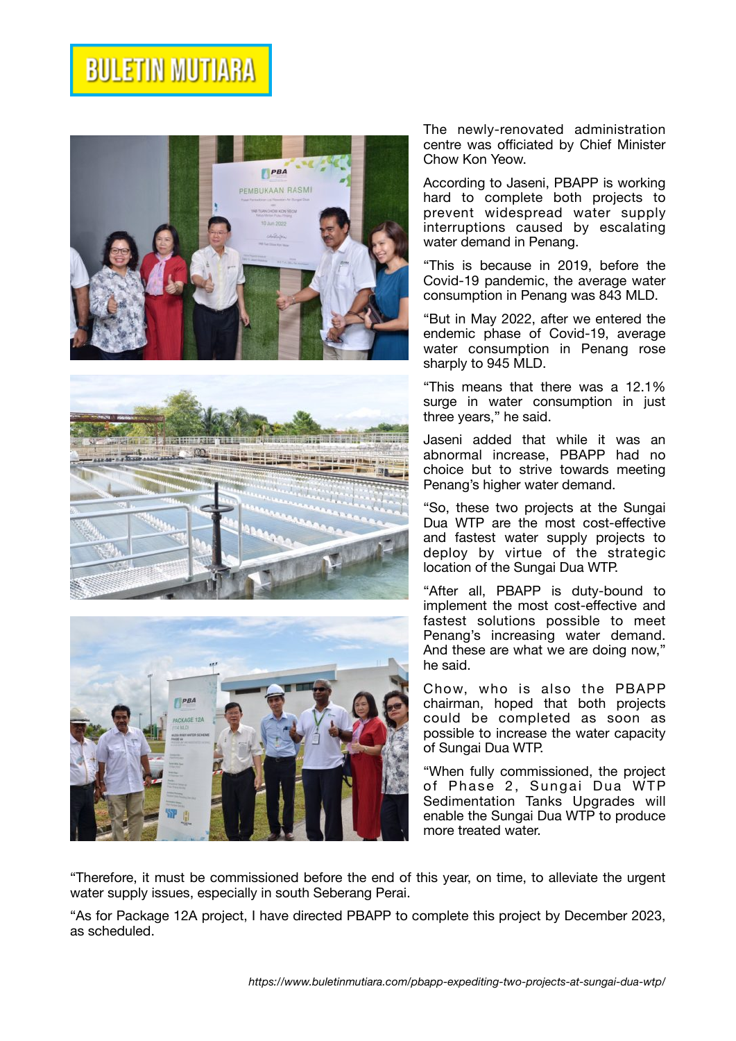The newly-renovated administration centre was officiated by Chief Minister Chow Kon Yeow.

According to Jaseni, PBAPP is working hard to complete both projects to prevent widespread water supply interruptions caused by escalating water demand in Penang.

"This is because in 2019, before the Covid-19 pandemic, the average water consumption in Penang was 843 MLD.

"But in May 2022, after we entered the endemic phase of Covid-19, average water consumption in Penang rose sharply to 945 MLD.

"This means that there was a 12.1% surge in water consumption in just three years," he said.

Jaseni added that while it was an abnormal increase, PBAPP had no choice but to strive towards meeting Penang's higher water demand.

"So, these two projects at the Sungai Dua WTP are the most cost-effective and fastest water supply projects to deploy by virtue of the strategic location of the Sungai Dua WTP.

"After all, PBAPP is duty-bound to implement the most cost-effective and fastest solutions possible to meet Penang's increasing water demand. And these are what we are doing now," he said.

Chow, who is also the PBAPP chairman, hoped that both projects could be completed as soon as possible to increase the water capacity of Sungai Dua WTP.

"When fully commissioned, the project of Phase 2, Sungai Dua WTP Sedimentation Tanks Upgrades will enable the Sungai Dua WTP to produce more treated water.

"Therefore, it must be commissioned before the end of this year, on time, to alleviate the urgent water supply issues, especially in south Seberang Perai.

"As for Package 12A project, I have directed PBAPP to complete this project by December 2023, as scheduled.

*https://www.buletinmutiara.com/pbapp-expediting-two-projects-at-sungai-dua-wtp/*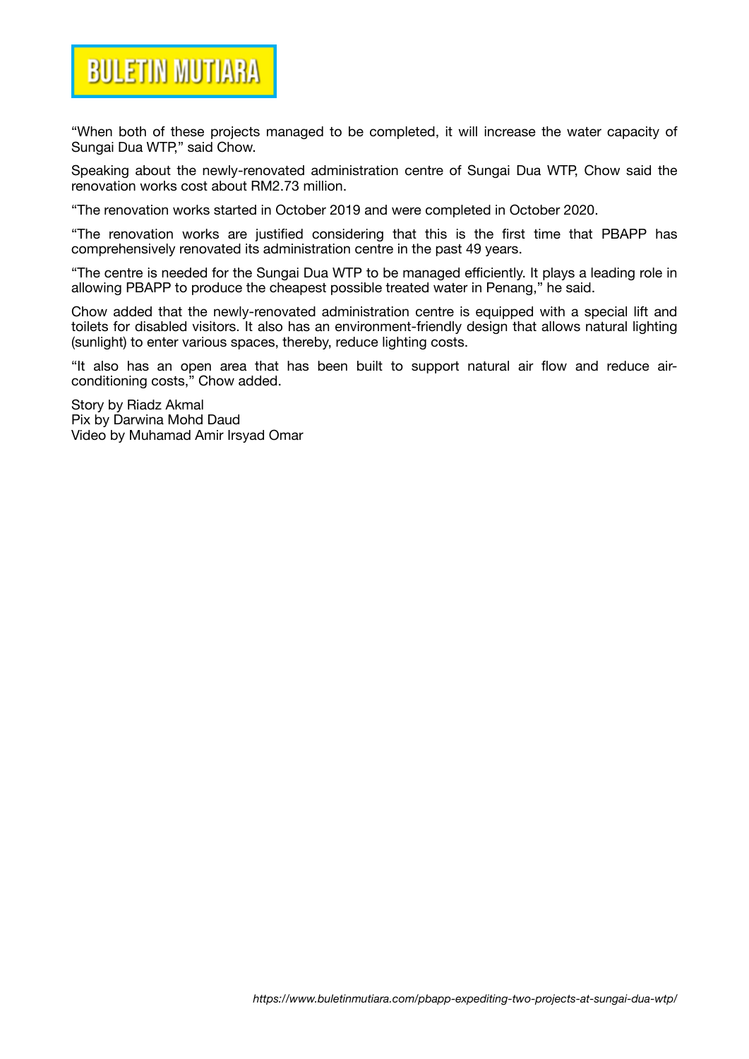"When both of these projects managed to be completed, it will increase the water capacity of Sungai Dua WTP," said Chow.

Speaking about the newly-renovated administration centre of Sungai Dua WTP, Chow said the renovation works cost about RM2.73 million.

"The renovation works started in October 2019 and were completed in October 2020.

"The renovation works are justified considering that this is the first time that PBAPP has comprehensively renovated its administration centre in the past 49 years.

"The centre is needed for the Sungai Dua WTP to be managed efficiently. It plays a leading role in allowing PBAPP to produce the cheapest possible treated water in Penang," he said.

Chow added that the newly-renovated administration centre is equipped with a special lift and toilets for disabled visitors. It also has an environment-friendly design that allows natural lighting (sunlight) to enter various spaces, thereby, reduce lighting costs.

"It also has an open area that has been built to support natural air flow and reduce air-conditioning costs," Chow added.

Story by Riadz Akmal
Pix by Darwina Mohd Daud
Video by Muhamad Amir Irsyad Omar